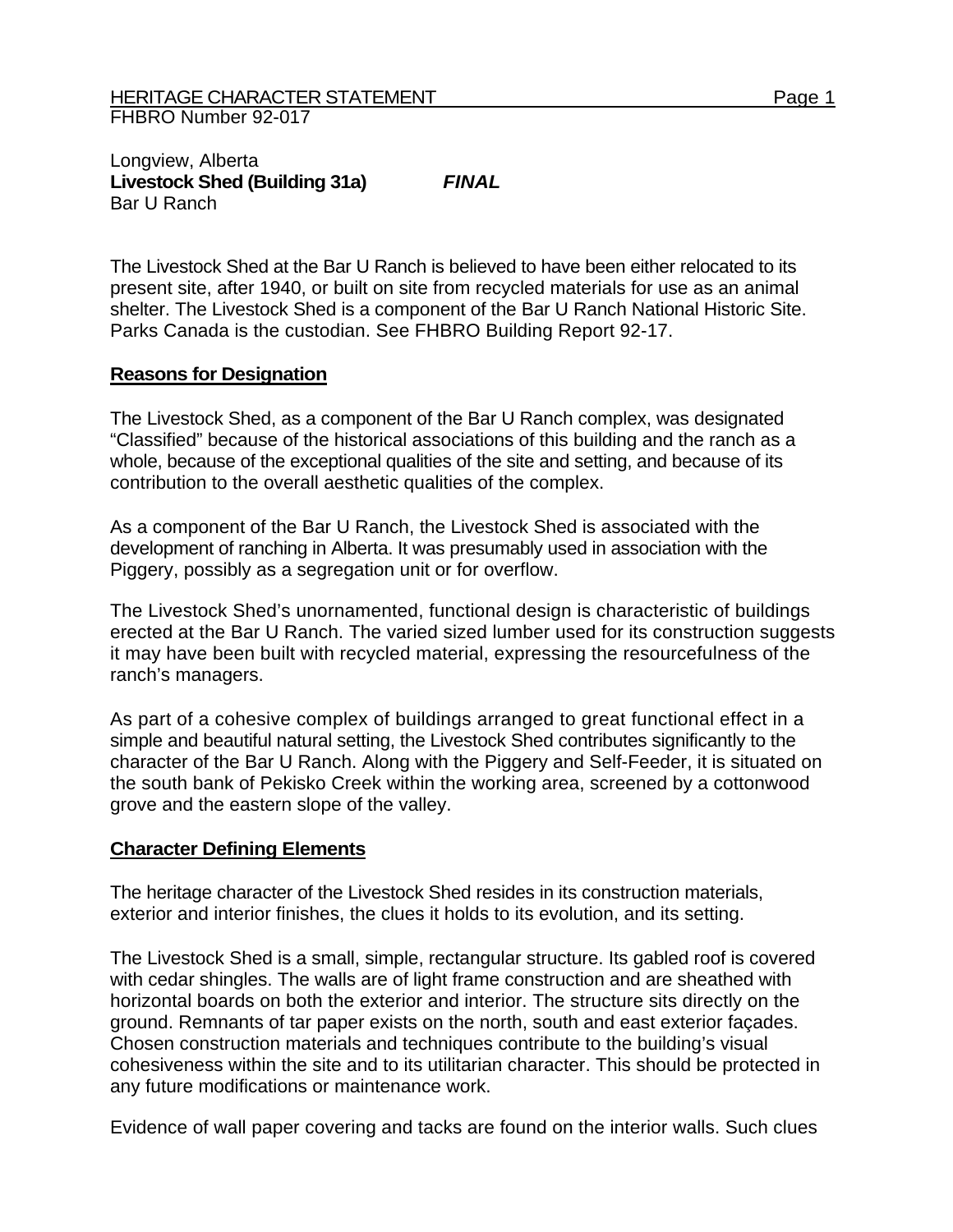HERITAGE CHARACTER STATEMENT
FHBRO Number 92-017

Longview, Alberta
**Livestock Shed (Building 31a)** ***FINAL***
Bar U Ranch

The Livestock Shed at the Bar U Ranch is believed to have been either relocated to its present site, after 1940, or built on site from recycled materials for use as an animal shelter. The Livestock Shed is a component of the Bar U Ranch National Historic Site. Parks Canada is the custodian. See FHBRO Building Report 92-17.

## Reasons for Designation

The Livestock Shed, as a component of the Bar U Ranch complex, was designated "Classified" because of the historical associations of this building and the ranch as a whole, because of the exceptional qualities of the site and setting, and because of its contribution to the overall aesthetic qualities of the complex.

As a component of the Bar U Ranch, the Livestock Shed is associated with the development of ranching in Alberta. It was presumably used in association with the Piggery, possibly as a segregation unit or for overflow.

The Livestock Shed's unornamented, functional design is characteristic of buildings erected at the Bar U Ranch. The varied sized lumber used for its construction suggests it may have been built with recycled material, expressing the resourcefulness of the ranch's managers.

As part of a cohesive complex of buildings arranged to great functional effect in a simple and beautiful natural setting, the Livestock Shed contributes significantly to the character of the Bar U Ranch. Along with the Piggery and Self-Feeder, it is situated on the south bank of Pekisko Creek within the working area, screened by a cottonwood grove and the eastern slope of the valley.

## Character Defining Elements

The heritage character of the Livestock Shed resides in its construction materials, exterior and interior finishes, the clues it holds to its evolution, and its setting.

The Livestock Shed is a small, simple, rectangular structure. Its gabled roof is covered with cedar shingles. The walls are of light frame construction and are sheathed with horizontal boards on both the exterior and interior. The structure sits directly on the ground. Remnants of tar paper exists on the north, south and east exterior façades. Chosen construction materials and techniques contribute to the building's visual cohesiveness within the site and to its utilitarian character. This should be protected in any future modifications or maintenance work.

Evidence of wall paper covering and tacks are found on the interior walls. Such clues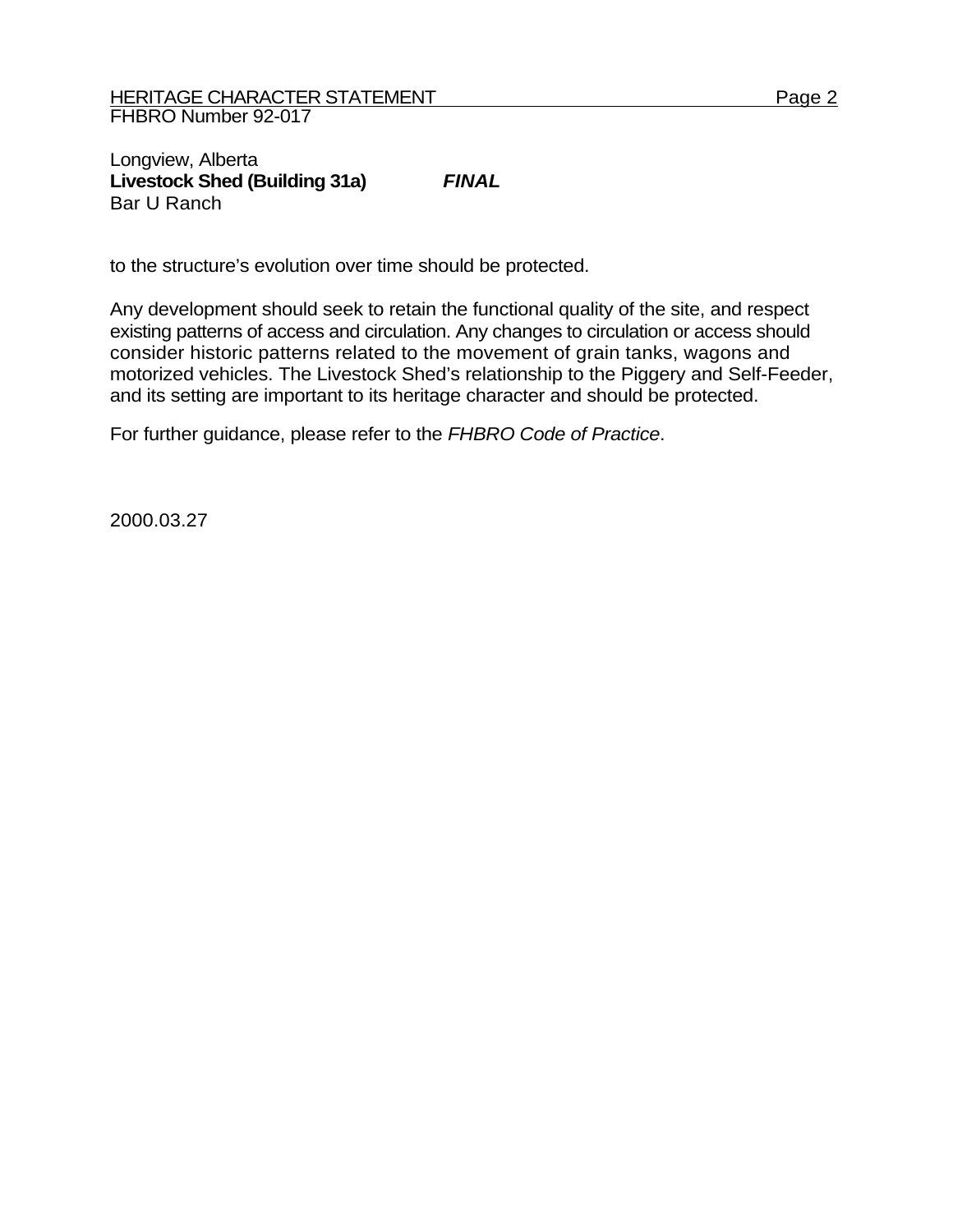to the structure's evolution over time should be protected.

Any development should seek to retain the functional quality of the site, and respect existing patterns of access and circulation. Any changes to circulation or access should consider historic patterns related to the movement of grain tanks, wagons and motorized vehicles. The Livestock Shed's relationship to the Piggery and Self-Feeder, and its setting are important to its heritage character and should be protected.

For further guidance, please refer to the *FHBRO Code of Practice*.

2000.03.27